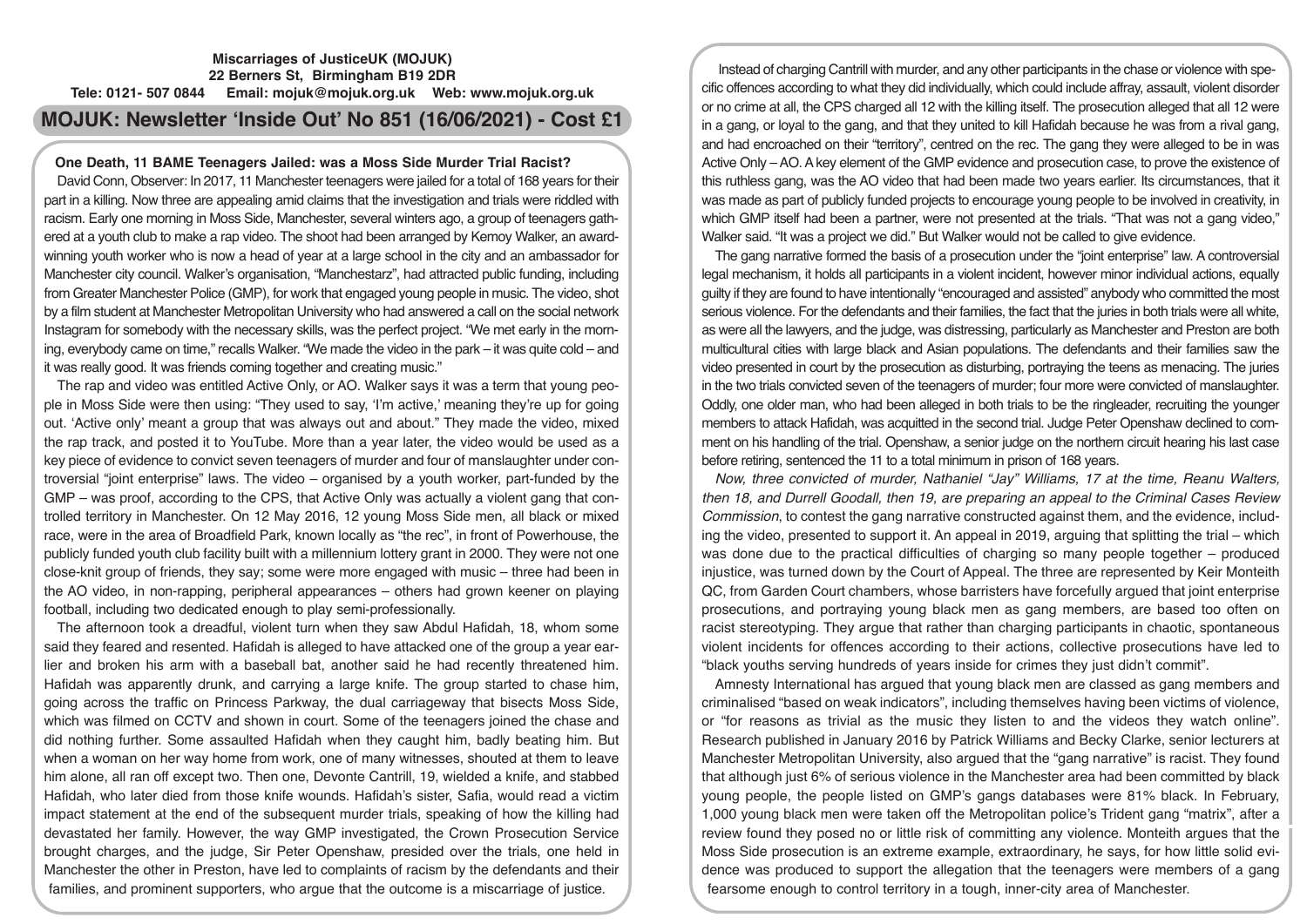**Miscarriages of JusticeUK (MOJUK)**
**22 Berners St, Birmingham B19 2DR**
**Tele: 0121- 507 0844 Email: mojuk@mojuk.org.uk Web: www.mojuk.org.uk**

# MOJUK: Newsletter 'Inside Out' No 851 (16/06/2021) - Cost £1

## One Death, 11 BAME Teenagers Jailed: was a Moss Side Murder Trial Racist?

David Conn, Observer: In 2017, 11 Manchester teenagers were jailed for a total of 168 years for their part in a killing. Now three are appealing amid claims that the investigation and trials were riddled with racism. Early one morning in Moss Side, Manchester, several winters ago, a group of teenagers gathered at a youth club to make a rap video. The shoot had been arranged by Kemoy Walker, an award-winning youth worker who is now a head of year at a large school in the city and an ambassador for Manchester city council. Walker's organisation, "Manchestarz", had attracted public funding, including from Greater Manchester Police (GMP), for work that engaged young people in music. The video, shot by a film student at Manchester Metropolitan University who had answered a call on the social network Instagram for somebody with the necessary skills, was the perfect project. "We met early in the morning, everybody came on time," recalls Walker. "We made the video in the park – it was quite cold – and it was really good. It was friends coming together and creating music."

The rap and video was entitled Active Only, or AO. Walker says it was a term that young people in Moss Side were then using: "They used to say, 'I'm active,' meaning they're up for going out. 'Active only' meant a group that was always out and about." They made the video, mixed the rap track, and posted it to YouTube. More than a year later, the video would be used as a key piece of evidence to convict seven teenagers of murder and four of manslaughter under controversial "joint enterprise" laws. The video – organised by a youth worker, part-funded by the GMP – was proof, according to the CPS, that Active Only was actually a violent gang that controlled territory in Manchester. On 12 May 2016, 12 young Moss Side men, all black or mixed race, were in the area of Broadfield Park, known locally as "the rec", in front of Powerhouse, the publicly funded youth club facility built with a millennium lottery grant in 2000. They were not one close-knit group of friends, they say; some were more engaged with music – three had been in the AO video, in non-rapping, peripheral appearances – others had grown keener on playing football, including two dedicated enough to play semi-professionally.

The afternoon took a dreadful, violent turn when they saw Abdul Hafidah, 18, whom some said they feared and resented. Hafidah is alleged to have attacked one of the group a year earlier and broken his arm with a baseball bat, another said he had recently threatened him. Hafidah was apparently drunk, and carrying a large knife. The group started to chase him, going across the traffic on Princess Parkway, the dual carriageway that bisects Moss Side, which was filmed on CCTV and shown in court. Some of the teenagers joined the chase and did nothing further. Some assaulted Hafidah when they caught him, badly beating him. But when a woman on her way home from work, one of many witnesses, shouted at them to leave him alone, all ran off except two. Then one, Devonte Cantrill, 19, wielded a knife, and stabbed Hafidah, who later died from those knife wounds. Hafidah's sister, Safia, would read a victim impact statement at the end of the subsequent murder trials, speaking of how the killing had devastated her family. However, the way GMP investigated, the Crown Prosecution Service brought charges, and the judge, Sir Peter Openshaw, presided over the trials, one held in Manchester the other in Preston, have led to complaints of racism by the defendants and their families, and prominent supporters, who argue that the outcome is a miscarriage of justice.

Instead of charging Cantrill with murder, and any other participants in the chase or violence with specific offences according to what they did individually, which could include affray, assault, violent disorder or no crime at all, the CPS charged all 12 with the killing itself. The prosecution alleged that all 12 were in a gang, or loyal to the gang, and that they united to kill Hafidah because he was from a rival gang, and had encroached on their "territory", centred on the rec. The gang they were alleged to be in was Active Only – AO. A key element of the GMP evidence and prosecution case, to prove the existence of this ruthless gang, was the AO video that had been made two years earlier. Its circumstances, that it was made as part of publicly funded projects to encourage young people to be involved in creativity, in which GMP itself had been a partner, were not presented at the trials. "That was not a gang video," Walker said. "It was a project we did." But Walker would not be called to give evidence.

The gang narrative formed the basis of a prosecution under the "joint enterprise" law. A controversial legal mechanism, it holds all participants in a violent incident, however minor individual actions, equally guilty if they are found to have intentionally "encouraged and assisted" anybody who committed the most serious violence. For the defendants and their families, the fact that the juries in both trials were all white, as were all the lawyers, and the judge, was distressing, particularly as Manchester and Preston are both multicultural cities with large black and Asian populations. The defendants and their families saw the video presented in court by the prosecution as disturbing, portraying the teens as menacing. The juries in the two trials convicted seven of the teenagers of murder; four more were convicted of manslaughter. Oddly, one older man, who had been alleged in both trials to be the ringleader, recruiting the younger members to attack Hafidah, was acquitted in the second trial. Judge Peter Openshaw declined to comment on his handling of the trial. Openshaw, a senior judge on the northern circuit hearing his last case before retiring, sentenced the 11 to a total minimum in prison of 168 years.

*Now, three convicted of murder, Nathaniel "Jay" Williams, 17 at the time, Reanu Walters, then 18, and Durrell Goodall, then 19, are preparing an appeal to the Criminal Cases Review Commission,* to contest the gang narrative constructed against them, and the evidence, including the video, presented to support it. An appeal in 2019, arguing that splitting the trial – which was done due to the practical difficulties of charging so many people together – produced injustice, was turned down by the Court of Appeal. The three are represented by Keir Monteith QC, from Garden Court chambers, whose barristers have forcefully argued that joint enterprise prosecutions, and portraying young black men as gang members, are based too often on racist stereotyping. They argue that rather than charging participants in chaotic, spontaneous violent incidents for offences according to their actions, collective prosecutions have led to "black youths serving hundreds of years inside for crimes they just didn't commit".

Amnesty International has argued that young black men are classed as gang members and criminalised "based on weak indicators", including themselves having been victims of violence, or "for reasons as trivial as the music they listen to and the videos they watch online". Research published in January 2016 by Patrick Williams and Becky Clarke, senior lecturers at Manchester Metropolitan University, also argued that the "gang narrative" is racist. They found that although just 6% of serious violence in the Manchester area had been committed by black young people, the people listed on GMP's gangs databases were 81% black. In February, 1,000 young black men were taken off the Metropolitan police's Trident gang "matrix", after a review found they posed no or little risk of committing any violence. Monteith argues that the Moss Side prosecution is an extreme example, extraordinary, he says, for how little solid evidence was produced to support the allegation that the teenagers were members of a gang fearsome enough to control territory in a tough, inner-city area of Manchester.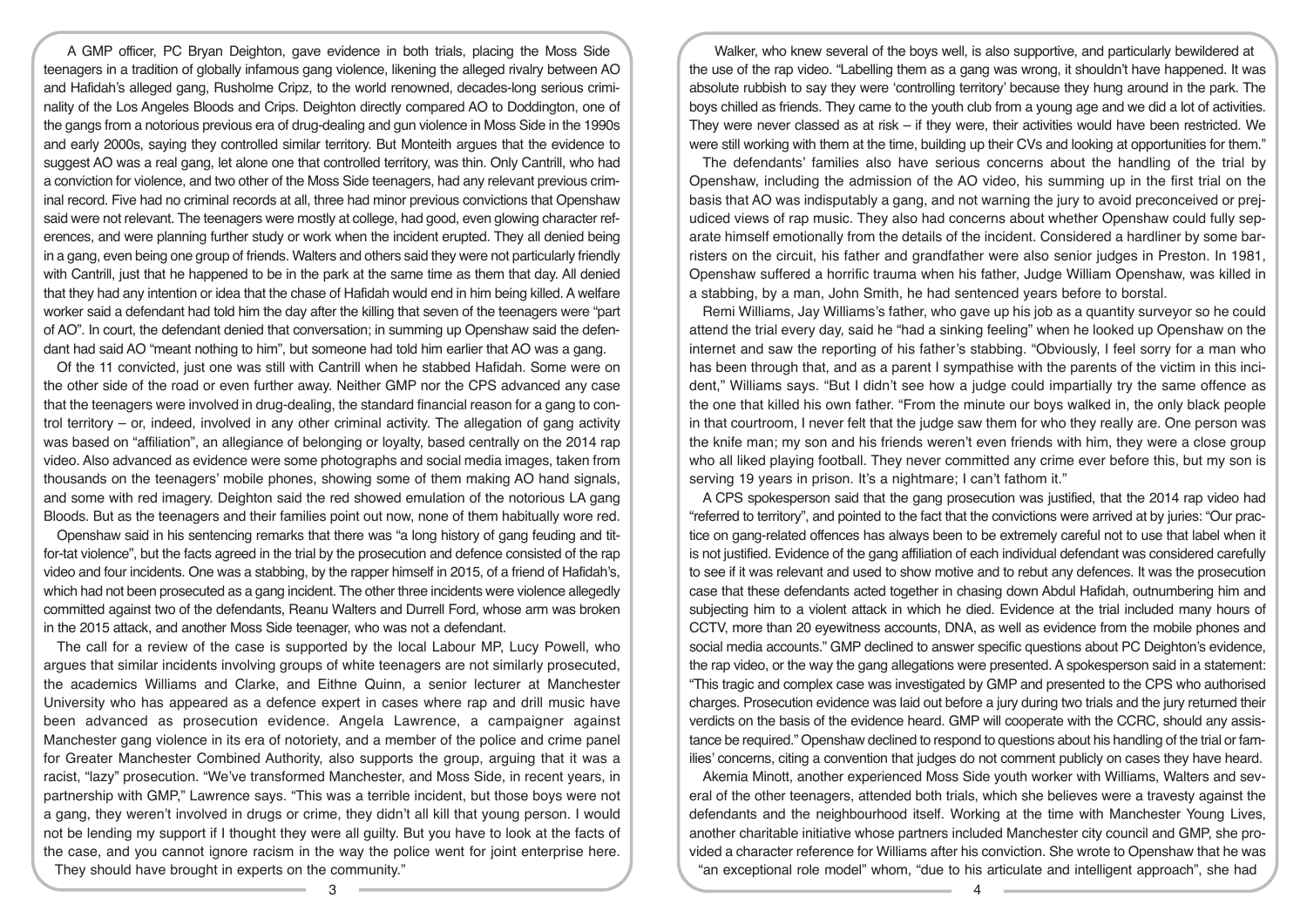A GMP officer, PC Bryan Deighton, gave evidence in both trials, placing the Moss Side teenagers in a tradition of globally infamous gang violence, likening the alleged rivalry between AO and Hafidah's alleged gang, Rusholme Cripz, to the world renowned, decades-long serious criminality of the Los Angeles Bloods and Crips. Deighton directly compared AO to Doddington, one of the gangs from a notorious previous era of drug-dealing and gun violence in Moss Side in the 1990s and early 2000s, saying they controlled similar territory. But Monteith argues that the evidence to suggest AO was a real gang, let alone one that controlled territory, was thin. Only Cantrill, who had a conviction for violence, and two other of the Moss Side teenagers, had any relevant previous criminal record. Five had no criminal records at all, three had minor previous convictions that Openshaw said were not relevant. The teenagers were mostly at college, had good, even glowing character references, and were planning further study or work when the incident erupted. They all denied being in a gang, even being one group of friends. Walters and others said they were not particularly friendly with Cantrill, just that he happened to be in the park at the same time as them that day. All denied that they had any intention or idea that the chase of Hafidah would end in him being killed. A welfare worker said a defendant had told him the day after the killing that seven of the teenagers were "part of AO". In court, the defendant denied that conversation; in summing up Openshaw said the defendant had said AO "meant nothing to him", but someone had told him earlier that AO was a gang.

Of the 11 convicted, just one was still with Cantrill when he stabbed Hafidah. Some were on the other side of the road or even further away. Neither GMP nor the CPS advanced any case that the teenagers were involved in drug-dealing, the standard financial reason for a gang to control territory – or, indeed, involved in any other criminal activity. The allegation of gang activity was based on "affiliation", an allegiance of belonging or loyalty, based centrally on the 2014 rap video. Also advanced as evidence were some photographs and social media images, taken from thousands on the teenagers' mobile phones, showing some of them making AO hand signals, and some with red imagery. Deighton said the red showed emulation of the notorious LA gang Bloods. But as the teenagers and their families point out now, none of them habitually wore red.

Openshaw said in his sentencing remarks that there was "a long history of gang feuding and tit-for-tat violence", but the facts agreed in the trial by the prosecution and defence consisted of the rap video and four incidents. One was a stabbing, by the rapper himself in 2015, of a friend of Hafidah's, which had not been prosecuted as a gang incident. The other three incidents were violence allegedly committed against two of the defendants, Reanu Walters and Durrell Ford, whose arm was broken in the 2015 attack, and another Moss Side teenager, who was not a defendant.

The call for a review of the case is supported by the local Labour MP, Lucy Powell, who argues that similar incidents involving groups of white teenagers are not similarly prosecuted, the academics Williams and Clarke, and Eithne Quinn, a senior lecturer at Manchester University who has appeared as a defence expert in cases where rap and drill music have been advanced as prosecution evidence. Angela Lawrence, a campaigner against Manchester gang violence in its era of notoriety, and a member of the police and crime panel for Greater Manchester Combined Authority, also supports the group, arguing that it was a racist, "lazy" prosecution. "We've transformed Manchester, and Moss Side, in recent years, in partnership with GMP," Lawrence says. "This was a terrible incident, but those boys were not a gang, they weren't involved in drugs or crime, they didn't all kill that young person. I would not be lending my support if I thought they were all guilty. But you have to look at the facts of the case, and you cannot ignore racism in the way the police went for joint enterprise here. They should have brought in experts on the community."

Walker, who knew several of the boys well, is also supportive, and particularly bewildered at the use of the rap video. "Labelling them as a gang was wrong, it shouldn't have happened. It was absolute rubbish to say they were 'controlling territory' because they hung around in the park. The boys chilled as friends. They came to the youth club from a young age and we did a lot of activities. They were never classed as at risk – if they were, their activities would have been restricted. We were still working with them at the time, building up their CVs and looking at opportunities for them."

The defendants' families also have serious concerns about the handling of the trial by Openshaw, including the admission of the AO video, his summing up in the first trial on the basis that AO was indisputably a gang, and not warning the jury to avoid preconceived or prejudiced views of rap music. They also had concerns about whether Openshaw could fully separate himself emotionally from the details of the incident. Considered a hardliner by some barristers on the circuit, his father and grandfather were also senior judges in Preston. In 1981, Openshaw suffered a horrific trauma when his father, Judge William Openshaw, was killed in a stabbing, by a man, John Smith, he had sentenced years before to borstal.

Remi Williams, Jay Williams's father, who gave up his job as a quantity surveyor so he could attend the trial every day, said he "had a sinking feeling" when he looked up Openshaw on the internet and saw the reporting of his father's stabbing. "Obviously, I feel sorry for a man who has been through that, and as a parent I sympathise with the parents of the victim in this incident," Williams says. "But I didn't see how a judge could impartially try the same offence as the one that killed his own father. "From the minute our boys walked in, the only black people in that courtroom, I never felt that the judge saw them for who they really are. One person was the knife man; my son and his friends weren't even friends with him, they were a close group who all liked playing football. They never committed any crime ever before this, but my son is serving 19 years in prison. It's a nightmare; I can't fathom it."

A CPS spokesperson said that the gang prosecution was justified, that the 2014 rap video had "referred to territory", and pointed to the fact that the convictions were arrived at by juries: "Our practice on gang-related offences has always been to be extremely careful not to use that label when it is not justified. Evidence of the gang affiliation of each individual defendant was considered carefully to see if it was relevant and used to show motive and to rebut any defences. It was the prosecution case that these defendants acted together in chasing down Abdul Hafidah, outnumbering him and subjecting him to a violent attack in which he died. Evidence at the trial included many hours of CCTV, more than 20 eyewitness accounts, DNA, as well as evidence from the mobile phones and social media accounts." GMP declined to answer specific questions about PC Deighton's evidence, the rap video, or the way the gang allegations were presented. A spokesperson said in a statement: "This tragic and complex case was investigated by GMP and presented to the CPS who authorised charges. Prosecution evidence was laid out before a jury during two trials and the jury returned their verdicts on the basis of the evidence heard. GMP will cooperate with the CCRC, should any assistance be required." Openshaw declined to respond to questions about his handling of the trial or families' concerns, citing a convention that judges do not comment publicly on cases they have heard.

Akemia Minott, another experienced Moss Side youth worker with Williams, Walters and several of the other teenagers, attended both trials, which she believes were a travesty against the defendants and the neighbourhood itself. Working at the time with Manchester Young Lives, another charitable initiative whose partners included Manchester city council and GMP, she provided a character reference for Williams after his conviction. She wrote to Openshaw that he was "an exceptional role model" whom, "due to his articulate and intelligent approach", she had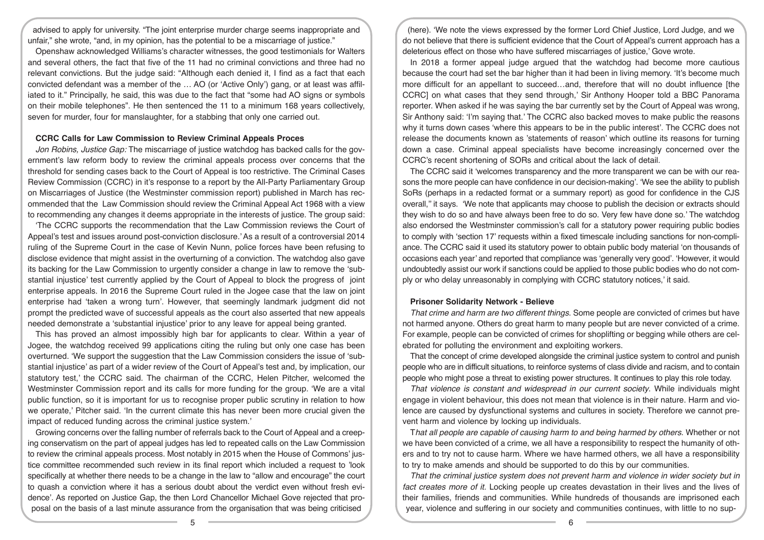advised to apply for university. "The joint enterprise murder charge seems inappropriate and unfair," she wrote, "and, in my opinion, has the potential to be a miscarriage of justice."

Openshaw acknowledged Williams's character witnesses, the good testimonials for Walters and several others, the fact that five of the 11 had no criminal convictions and three had no relevant convictions. But the judge said: "Although each denied it, I find as a fact that each convicted defendant was a member of the … AO (or 'Active Only') gang, or at least was affiliated to it." Principally, he said, this was due to the fact that "some had AO signs or symbols on their mobile telephones". He then sentenced the 11 to a minimum 168 years collectively, seven for murder, four for manslaughter, for a stabbing that only one carried out.

### CCRC Calls for Law Commission to Review Criminal Appeals Proces

*Jon Robins, Justice Gap:* The miscarriage of justice watchdog has backed calls for the government's law reform body to review the criminal appeals process over concerns that the threshold for sending cases back to the Court of Appeal is too restrictive. The Criminal Cases Review Commission (CCRC) in it's response to a report by the All-Party Parliamentary Group on Miscarriages of Justice (the Westminster commission report) published in March has recommended that the Law Commission should review the Criminal Appeal Act 1968 with a view to recommending any changes it deems appropriate in the interests of justice. The group said:

'The CCRC supports the recommendation that the Law Commission reviews the Court of Appeal's test and issues around post-conviction disclosure.' As a result of a controversial 2014 ruling of the Supreme Court in the case of Kevin Nunn, police forces have been refusing to disclose evidence that might assist in the overturning of a conviction. The watchdog also gave its backing for the Law Commission to urgently consider a change in law to remove the 'substantial injustice' test currently applied by the Court of Appeal to block the progress of joint enterprise appeals. In 2016 the Supreme Court ruled in the Jogee case that the law on joint enterprise had 'taken a wrong turn'. However, that seemingly landmark judgment did not prompt the predicted wave of successful appeals as the court also asserted that new appeals needed demonstrate a 'substantial injustice' prior to any leave for appeal being granted.

This has proved an almost impossibly high bar for applicants to clear. Within a year of Jogee, the watchdog received 99 applications citing the ruling but only one case has been overturned. 'We support the suggestion that the Law Commission considers the issue of 'substantial injustice' as part of a wider review of the Court of Appeal's test and, by implication, our statutory test,' the CCRC said. The chairman of the CCRC, Helen Pitcher, welcomed the Westminster Commission report and its calls for more funding for the group. 'We are a vital public function, so it is important for us to recognise proper public scrutiny in relation to how we operate,' Pitcher said. 'In the current climate this has never been more crucial given the impact of reduced funding across the criminal justice system.'

Growing concerns over the falling number of referrals back to the Court of Appeal and a creeping conservatism on the part of appeal judges has led to repeated calls on the Law Commission to review the criminal appeals process. Most notably in 2015 when the House of Commons' justice committee recommended such review in its final report which included a request to 'look specifically at whether there needs to be a change in the law to "allow and encourage" the court to quash a conviction where it has a serious doubt about the verdict even without fresh evidence'. As reported on Justice Gap, the then Lord Chancellor Michael Gove rejected that proposal on the basis of a last minute assurance from the organisation that was being criticised (here). 'We note the views expressed by the former Lord Chief Justice, Lord Judge, and we do not believe that there is sufficient evidence that the Court of Appeal's current approach has a deleterious effect on those who have suffered miscarriages of justice,' Gove wrote.

In 2018 a former appeal judge argued that the watchdog had become more cautious because the court had set the bar higher than it had been in living memory. 'It's become much more difficult for an appellant to succeed…and, therefore that will no doubt influence [the CCRC] on what cases that they send through,' Sir Anthony Hooper told a BBC Panorama reporter. When asked if he was saying the bar currently set by the Court of Appeal was wrong, Sir Anthony said: 'I'm saying that.' The CCRC also backed moves to make public the reasons why it turns down cases 'where this appears to be in the public interest'. The CCRC does not release the documents known as 'statements of reason' which outline its reasons for turning down a case. Criminal appeal specialists have become increasingly concerned over the CCRC's recent shortening of SORs and critical about the lack of detail.

The CCRC said it 'welcomes transparency and the more transparent we can be with our reasons the more people can have confidence in our decision-making'. 'We see the ability to publish SoRs (perhaps in a redacted format or a summary report) as good for confidence in the CJS overall," it says. 'We note that applicants may choose to publish the decision or extracts should they wish to do so and have always been free to do so. Very few have done so.' The watchdog also endorsed the Westminster commission's call for a statutory power requiring public bodies to comply with 'section 17' requests within a fixed timescale including sanctions for non-compliance. The CCRC said it used its statutory power to obtain public body material 'on thousands of occasions each year' and reported that compliance was 'generally very good'. 'However, it would undoubtedly assist our work if sanctions could be applied to those public bodies who do not comply or who delay unreasonably in complying with CCRC statutory notices,' it said.

### Prisoner Solidarity Network - Believe

*That crime and harm are two different things.* Some people are convicted of crimes but have not harmed anyone. Others do great harm to many people but are never convicted of a crime. For example, people can be convicted of crimes for shoplifting or begging while others are celebrated for polluting the environment and exploiting workers.

That the concept of crime developed alongside the criminal justice system to control and punish people who are in difficult situations, to reinforce systems of class divide and racism, and to contain people who might pose a threat to existing power structures. It continues to play this role today.

*That violence is constant and widespread in our current society.* While individuals might engage in violent behaviour, this does not mean that violence is in their nature. Harm and violence are caused by dysfunctional systems and cultures in society. Therefore we cannot prevent harm and violence by locking up individuals.

*That all people are capable of causing harm to and being harmed by others.* Whether or not we have been convicted of a crime, we all have a responsibility to respect the humanity of others and to try not to cause harm. Where we have harmed others, we all have a responsibility to try to make amends and should be supported to do this by our communities.

*That the criminal justice system does not prevent harm and violence in wider society but in fact creates more of it.* Locking people up creates devastation in their lives and the lives of their families, friends and communities. While hundreds of thousands are imprisoned each year, violence and suffering in our society and communities continues, with little to no sup-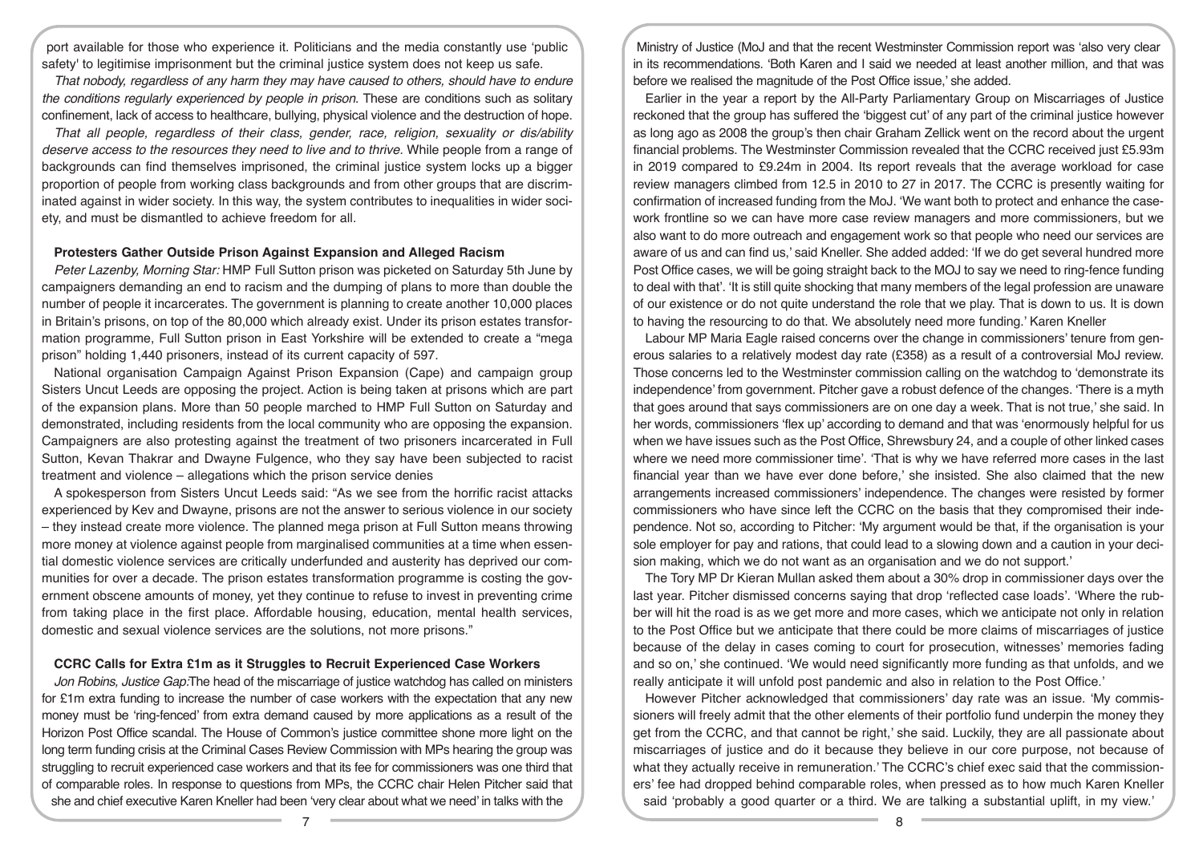port available for those who experience it. Politicians and the media constantly use 'public safety' to legitimise imprisonment but the criminal justice system does not keep us safe.

*That nobody, regardless of any harm they may have caused to others, should have to endure the conditions regularly experienced by people in prison.* These are conditions such as solitary confinement, lack of access to healthcare, bullying, physical violence and the destruction of hope.

*That all people, regardless of their class, gender, race, religion, sexuality or dis/ability deserve access to the resources they need to live and to thrive.* While people from a range of backgrounds can find themselves imprisoned, the criminal justice system locks up a bigger proportion of people from working class backgrounds and from other groups that are discriminated against in wider society. In this way, the system contributes to inequalities in wider society, and must be dismantled to achieve freedom for all.

**Protesters Gather Outside Prison Against Expansion and Alleged Racism**

*Peter Lazenby, Morning Star:* HMP Full Sutton prison was picketed on Saturday 5th June by campaigners demanding an end to racism and the dumping of plans to more than double the number of people it incarcerates. The government is planning to create another 10,000 places in Britain's prisons, on top of the 80,000 which already exist. Under its prison estates transformation programme, Full Sutton prison in East Yorkshire will be extended to create a "mega prison" holding 1,440 prisoners, instead of its current capacity of 597.

National organisation Campaign Against Prison Expansion (Cape) and campaign group Sisters Uncut Leeds are opposing the project. Action is being taken at prisons which are part of the expansion plans. More than 50 people marched to HMP Full Sutton on Saturday and demonstrated, including residents from the local community who are opposing the expansion. Campaigners are also protesting against the treatment of two prisoners incarcerated in Full Sutton, Kevan Thakrar and Dwayne Fulgence, who they say have been subjected to racist treatment and violence – allegations which the prison service denies

A spokesperson from Sisters Uncut Leeds said: "As we see from the horrific racist attacks experienced by Kev and Dwayne, prisons are not the answer to serious violence in our society – they instead create more violence. The planned mega prison at Full Sutton means throwing more money at violence against people from marginalised communities at a time when essential domestic violence services are critically underfunded and austerity has deprived our communities for over a decade. The prison estates transformation programme is costing the government obscene amounts of money, yet they continue to refuse to invest in preventing crime from taking place in the first place. Affordable housing, education, mental health services, domestic and sexual violence services are the solutions, not more prisons."

**CCRC Calls for Extra £1m as it Struggles to Recruit Experienced Case Workers**

*Jon Robins, Justice Gap:* The head of the miscarriage of justice watchdog has called on ministers for £1m extra funding to increase the number of case workers with the expectation that any new money must be 'ring-fenced' from extra demand caused by more applications as a result of the Horizon Post Office scandal. The House of Common's justice committee shone more light on the long term funding crisis at the Criminal Cases Review Commission with MPs hearing the group was struggling to recruit experienced case workers and that its fee for commissioners was one third that of comparable roles. In response to questions from MPs, the CCRC chair Helen Pitcher said that she and chief executive Karen Kneller had been 'very clear about what we need' in talks with the Ministry of Justice (MoJ and that the recent Westminster Commission report was 'also very clear in its recommendations. 'Both Karen and I said we needed at least another million, and that was before we realised the magnitude of the Post Office issue,' she added.

Earlier in the year a report by the All-Party Parliamentary Group on Miscarriages of Justice reckoned that the group has suffered the 'biggest cut' of any part of the criminal justice however as long ago as 2008 the group's then chair Graham Zellick went on the record about the urgent financial problems. The Westminster Commission revealed that the CCRC received just £5.93m in 2019 compared to £9.24m in 2004. Its report reveals that the average workload for case review managers climbed from 12.5 in 2010 to 27 in 2017. The CCRC is presently waiting for confirmation of increased funding from the MoJ. 'We want both to protect and enhance the casework frontline so we can have more case review managers and more commissioners, but we also want to do more outreach and engagement work so that people who need our services are aware of us and can find us,' said Kneller. She added added: 'If we do get several hundred more Post Office cases, we will be going straight back to the MOJ to say we need to ring-fence funding to deal with that'. 'It is still quite shocking that many members of the legal profession are unaware of our existence or do not quite understand the role that we play. That is down to us. It is down to having the resourcing to do that. We absolutely need more funding.' Karen Kneller

Labour MP Maria Eagle raised concerns over the change in commissioners' tenure from generous salaries to a relatively modest day rate (£358) as a result of a controversial MoJ review. Those concerns led to the Westminster commission calling on the watchdog to 'demonstrate its independence' from government. Pitcher gave a robust defence of the changes. 'There is a myth that goes around that says commissioners are on one day a week. That is not true,' she said. In her words, commissioners 'flex up' according to demand and that was 'enormously helpful for us when we have issues such as the Post Office, Shrewsbury 24, and a couple of other linked cases where we need more commissioner time'. 'That is why we have referred more cases in the last financial year than we have ever done before,' she insisted. She also claimed that the new arrangements increased commissioners' independence. The changes were resisted by former commissioners who have since left the CCRC on the basis that they compromised their independence. Not so, according to Pitcher: 'My argument would be that, if the organisation is your sole employer for pay and rations, that could lead to a slowing down and a caution in your decision making, which we do not want as an organisation and we do not support.'

The Tory MP Dr Kieran Mullan asked them about a 30% drop in commissioner days over the last year. Pitcher dismissed concerns saying that drop 'reflected case loads'. 'Where the rubber will hit the road is as we get more and more cases, which we anticipate not only in relation to the Post Office but we anticipate that there could be more claims of miscarriages of justice because of the delay in cases coming to court for prosecution, witnesses' memories fading and so on,' she continued. 'We would need significantly more funding as that unfolds, and we really anticipate it will unfold post pandemic and also in relation to the Post Office.'

However Pitcher acknowledged that commissioners' day rate was an issue. 'My commissioners will freely admit that the other elements of their portfolio fund underpin the money they get from the CCRC, and that cannot be right,' she said. Luckily, they are all passionate about miscarriages of justice and do it because they believe in our core purpose, not because of what they actually receive in remuneration.' The CCRC's chief exec said that the commissioners' fee had dropped behind comparable roles, when pressed as to how much Karen Kneller said 'probably a good quarter or a third. We are talking a substantial uplift, in my view.'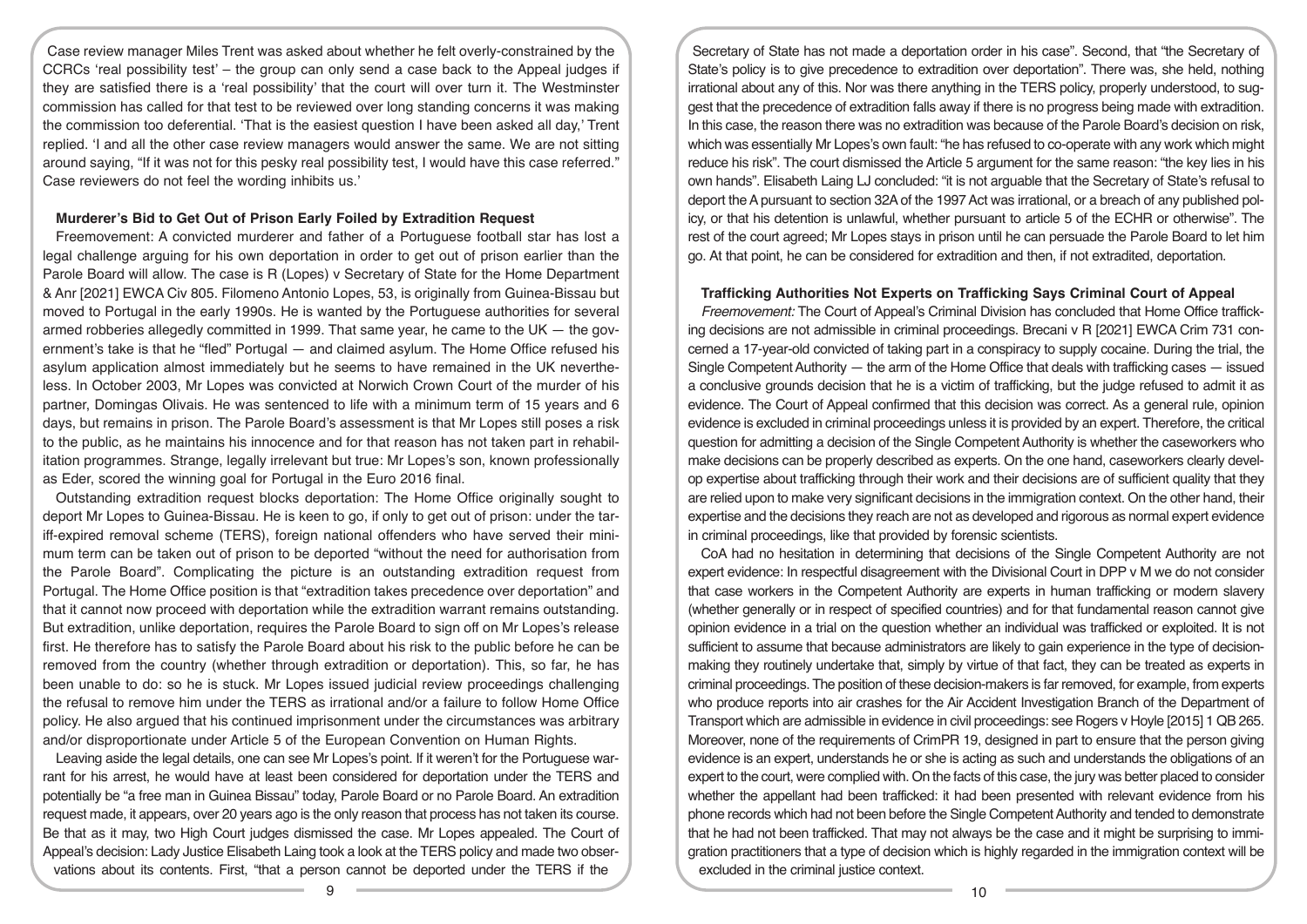Case review manager Miles Trent was asked about whether he felt overly-constrained by the CCRCs 'real possibility test' – the group can only send a case back to the Appeal judges if they are satisfied there is a 'real possibility' that the court will over turn it. The Westminster commission has called for that test to be reviewed over long standing concerns it was making the commission too deferential. 'That is the easiest question I have been asked all day,' Trent replied. 'I and all the other case review managers would answer the same. We are not sitting around saying, "If it was not for this pesky real possibility test, I would have this case referred." Case reviewers do not feel the wording inhibits us.'

## Murderer's Bid to Get Out of Prison Early Foiled by Extradition Request

Freemovement: A convicted murderer and father of a Portuguese football star has lost a legal challenge arguing for his own deportation in order to get out of prison earlier than the Parole Board will allow. The case is R (Lopes) v Secretary of State for the Home Department & Anr [2021] EWCA Civ 805. Filomeno Antonio Lopes, 53, is originally from Guinea-Bissau but moved to Portugal in the early 1990s. He is wanted by the Portuguese authorities for several armed robberies allegedly committed in 1999. That same year, he came to the UK — the government's take is that he "fled" Portugal — and claimed asylum. The Home Office refused his asylum application almost immediately but he seems to have remained in the UK nevertheless. In October 2003, Mr Lopes was convicted at Norwich Crown Court of the murder of his partner, Domingas Olivais. He was sentenced to life with a minimum term of 15 years and 6 days, but remains in prison. The Parole Board's assessment is that Mr Lopes still poses a risk to the public, as he maintains his innocence and for that reason has not taken part in rehabilitation programmes. Strange, legally irrelevant but true: Mr Lopes's son, known professionally as Eder, scored the winning goal for Portugal in the Euro 2016 final.

Outstanding extradition request blocks deportation: The Home Office originally sought to deport Mr Lopes to Guinea-Bissau. He is keen to go, if only to get out of prison: under the tariff-expired removal scheme (TERS), foreign national offenders who have served their minimum term can be taken out of prison to be deported "without the need for authorisation from the Parole Board". Complicating the picture is an outstanding extradition request from Portugal. The Home Office position is that "extradition takes precedence over deportation" and that it cannot now proceed with deportation while the extradition warrant remains outstanding. But extradition, unlike deportation, requires the Parole Board to sign off on Mr Lopes's release first. He therefore has to satisfy the Parole Board about his risk to the public before he can be removed from the country (whether through extradition or deportation). This, so far, he has been unable to do: so he is stuck. Mr Lopes issued judicial review proceedings challenging the refusal to remove him under the TERS as irrational and/or a failure to follow Home Office policy. He also argued that his continued imprisonment under the circumstances was arbitrary and/or disproportionate under Article 5 of the European Convention on Human Rights.

Leaving aside the legal details, one can see Mr Lopes's point. If it weren't for the Portuguese warrant for his arrest, he would have at least been considered for deportation under the TERS and potentially be "a free man in Guinea Bissau" today, Parole Board or no Parole Board. An extradition request made, it appears, over 20 years ago is the only reason that process has not taken its course. Be that as it may, two High Court judges dismissed the case. Mr Lopes appealed. The Court of Appeal's decision: Lady Justice Elisabeth Laing took a look at the TERS policy and made two observations about its contents. First, "that a person cannot be deported under the TERS if the Secretary of State has not made a deportation order in his case". Second, that "the Secretary of State's policy is to give precedence to extradition over deportation". There was, she held, nothing irrational about any of this. Nor was there anything in the TERS policy, properly understood, to suggest that the precedence of extradition falls away if there is no progress being made with extradition. In this case, the reason there was no extradition was because of the Parole Board's decision on risk, which was essentially Mr Lopes's own fault: "he has refused to co-operate with any work which might reduce his risk". The court dismissed the Article 5 argument for the same reason: "the key lies in his own hands". Elisabeth Laing LJ concluded: "it is not arguable that the Secretary of State's refusal to deport the A pursuant to section 32A of the 1997 Act was irrational, or a breach of any published policy, or that his detention is unlawful, whether pursuant to article 5 of the ECHR or otherwise". The rest of the court agreed; Mr Lopes stays in prison until he can persuade the Parole Board to let him go. At that point, he can be considered for extradition and then, if not extradited, deportation.

## Trafficking Authorities Not Experts on Trafficking Says Criminal Court of Appeal

*Freemovement:* The Court of Appeal's Criminal Division has concluded that Home Office trafficking decisions are not admissible in criminal proceedings. Brecani v R [2021] EWCA Crim 731 concerned a 17-year-old convicted of taking part in a conspiracy to supply cocaine. During the trial, the Single Competent Authority — the arm of the Home Office that deals with trafficking cases — issued a conclusive grounds decision that he is a victim of trafficking, but the judge refused to admit it as evidence. The Court of Appeal confirmed that this decision was correct. As a general rule, opinion evidence is excluded in criminal proceedings unless it is provided by an expert. Therefore, the critical question for admitting a decision of the Single Competent Authority is whether the caseworkers who make decisions can be properly described as experts. On the one hand, caseworkers clearly develop expertise about trafficking through their work and their decisions are of sufficient quality that they are relied upon to make very significant decisions in the immigration context. On the other hand, their expertise and the decisions they reach are not as developed and rigorous as normal expert evidence in criminal proceedings, like that provided by forensic scientists.

CoA had no hesitation in determining that decisions of the Single Competent Authority are not expert evidence: In respectful disagreement with the Divisional Court in DPP v M we do not consider that case workers in the Competent Authority are experts in human trafficking or modern slavery (whether generally or in respect of specified countries) and for that fundamental reason cannot give opinion evidence in a trial on the question whether an individual was trafficked or exploited. It is not sufficient to assume that because administrators are likely to gain experience in the type of decision-making they routinely undertake that, simply by virtue of that fact, they can be treated as experts in criminal proceedings. The position of these decision-makers is far removed, for example, from experts who produce reports into air crashes for the Air Accident Investigation Branch of the Department of Transport which are admissible in evidence in civil proceedings: see Rogers v Hoyle [2015] 1 QB 265. Moreover, none of the requirements of CrimPR 19, designed in part to ensure that the person giving evidence is an expert, understands he or she is acting as such and understands the obligations of an expert to the court, were complied with. On the facts of this case, the jury was better placed to consider whether the appellant had been trafficked: it had been presented with relevant evidence from his phone records which had not been before the Single Competent Authority and tended to demonstrate that he had not been trafficked. That may not always be the case and it might be surprising to immigration practitioners that a type of decision which is highly regarded in the immigration context will be excluded in the criminal justice context.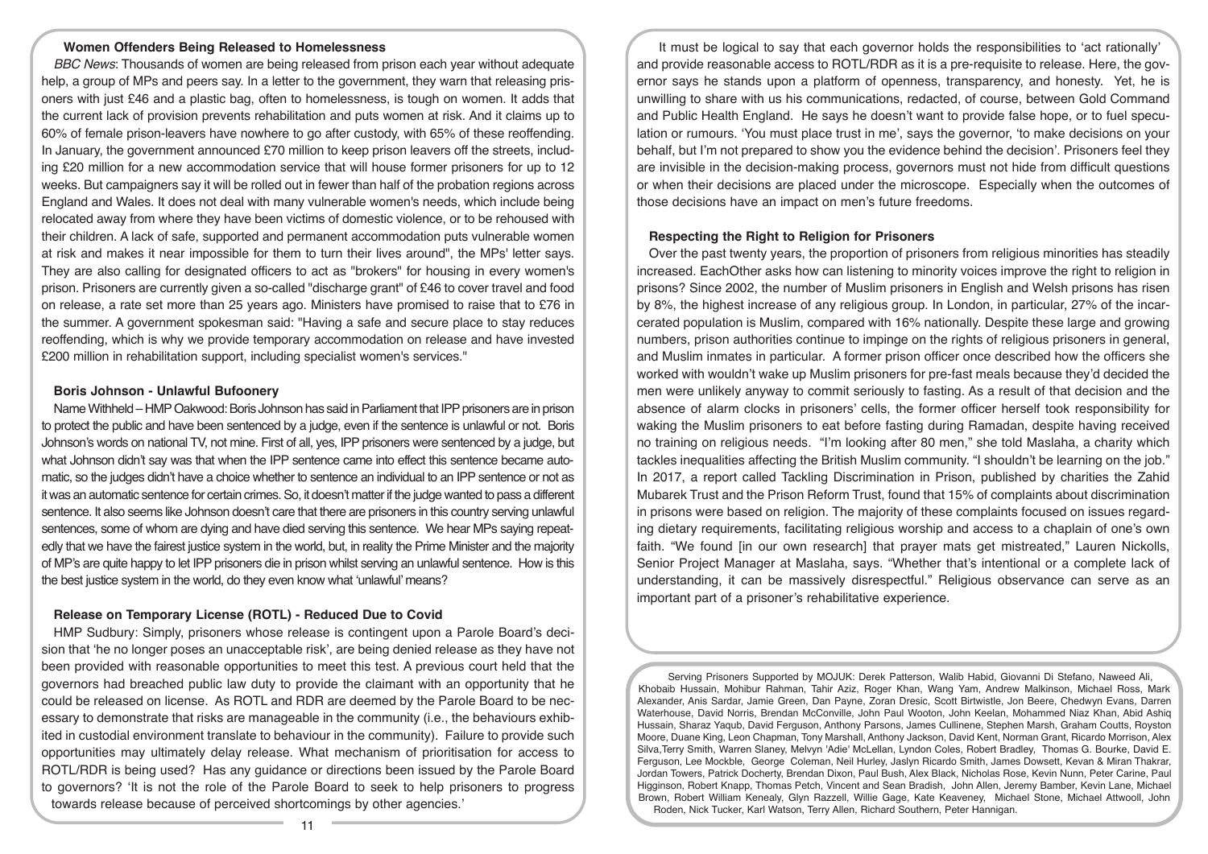### Women Offenders Being Released to Homelessness

*BBC News*: Thousands of women are being released from prison each year without adequate help, a group of MPs and peers say. In a letter to the government, they warn that releasing prisoners with just £46 and a plastic bag, often to homelessness, is tough on women. It adds that the current lack of provision prevents rehabilitation and puts women at risk. And it claims up to 60% of female prison-leavers have nowhere to go after custody, with 65% of these reoffending. In January, the government announced £70 million to keep prison leavers off the streets, including £20 million for a new accommodation service that will house former prisoners for up to 12 weeks. But campaigners say it will be rolled out in fewer than half of the probation regions across England and Wales. It does not deal with many vulnerable women's needs, which include being relocated away from where they have been victims of domestic violence, or to be rehoused with their children. A lack of safe, supported and permanent accommodation puts vulnerable women at risk and makes it near impossible for them to turn their lives around", the MPs' letter says. They are also calling for designated officers to act as "brokers" for housing in every women's prison. Prisoners are currently given a so-called "discharge grant" of £46 to cover travel and food on release, a rate set more than 25 years ago. Ministers have promised to raise that to £76 in the summer. A government spokesman said: "Having a safe and secure place to stay reduces reoffending, which is why we provide temporary accommodation on release and have invested £200 million in rehabilitation support, including specialist women's services."

### Boris Johnson - Unlawful Bufoonery

Name Withheld – HMP Oakwood: Boris Johnson has said in Parliament that IPP prisoners are in prison to protect the public and have been sentenced by a judge, even if the sentence is unlawful or not. Boris Johnson's words on national TV, not mine. First of all, yes, IPP prisoners were sentenced by a judge, but what Johnson didn't say was that when the IPP sentence came into effect this sentence became automatic, so the judges didn't have a choice whether to sentence an individual to an IPP sentence or not as it was an automatic sentence for certain crimes. So, it doesn't matter if the judge wanted to pass a different sentence. It also seems like Johnson doesn't care that there are prisoners in this country serving unlawful sentences, some of whom are dying and have died serving this sentence. We hear MPs saying repeatedly that we have the fairest justice system in the world, but, in reality the Prime Minister and the majority of MP's are quite happy to let IPP prisoners die in prison whilst serving an unlawful sentence. How is this the best justice system in the world, do they even know what 'unlawful' means?

### Release on Temporary License (ROTL) - Reduced Due to Covid

HMP Sudbury: Simply, prisoners whose release is contingent upon a Parole Board's decision that 'he no longer poses an unacceptable risk', are being denied release as they have not been provided with reasonable opportunities to meet this test. A previous court held that the governors had breached public law duty to provide the claimant with an opportunity that he could be released on license. As ROTL and RDR are deemed by the Parole Board to be necessary to demonstrate that risks are manageable in the community (i.e., the behaviours exhibited in custodial environment translate to behaviour in the community). Failure to provide such opportunities may ultimately delay release. What mechanism of prioritisation for access to ROTL/RDR is being used? Has any guidance or directions been issued by the Parole Board to governors? 'It is not the role of the Parole Board to seek to help prisoners to progress towards release because of perceived shortcomings by other agencies.'

It must be logical to say that each governor holds the responsibilities to 'act rationally' and provide reasonable access to ROTL/RDR as it is a pre-requisite to release. Here, the governor says he stands upon a platform of openness, transparency, and honesty. Yet, he is unwilling to share with us his communications, redacted, of course, between Gold Command and Public Health England. He says he doesn't want to provide false hope, or to fuel speculation or rumours. 'You must place trust in me', says the governor, 'to make decisions on your behalf, but I'm not prepared to show you the evidence behind the decision'. Prisoners feel they are invisible in the decision-making process, governors must not hide from difficult questions or when their decisions are placed under the microscope. Especially when the outcomes of those decisions have an impact on men's future freedoms.

### Respecting the Right to Religion for Prisoners

Over the past twenty years, the proportion of prisoners from religious minorities has steadily increased. EachOther asks how can listening to minority voices improve the right to religion in prisons? Since 2002, the number of Muslim prisoners in English and Welsh prisons has risen by 8%, the highest increase of any religious group. In London, in particular, 27% of the incarcerated population is Muslim, compared with 16% nationally. Despite these large and growing numbers, prison authorities continue to impinge on the rights of religious prisoners in general, and Muslim inmates in particular. A former prison officer once described how the officers she worked with wouldn't wake up Muslim prisoners for pre-fast meals because they'd decided the men were unlikely anyway to commit seriously to fasting. As a result of that decision and the absence of alarm clocks in prisoners' cells, the former officer herself took responsibility for waking the Muslim prisoners to eat before fasting during Ramadan, despite having received no training on religious needs. "I'm looking after 80 men," she told Maslaha, a charity which tackles inequalities affecting the British Muslim community. "I shouldn't be learning on the job." In 2017, a report called Tackling Discrimination in Prison, published by charities the Zahid Mubarek Trust and the Prison Reform Trust, found that 15% of complaints about discrimination in prisons were based on religion. The majority of these complaints focused on issues regarding dietary requirements, facilitating religious worship and access to a chaplain of one's own faith. "We found [in our own research] that prayer mats get mistreated," Lauren Nickolls, Senior Project Manager at Maslaha, says. "Whether that's intentional or a complete lack of understanding, it can be massively disrespectful." Religious observance can serve as an important part of a prisoner's rehabilitative experience.

Serving Prisoners Supported by MOJUK: Derek Patterson, Walib Habid, Giovanni Di Stefano, Naweed Ali, Khobaib Hussain, Mohibur Rahman, Tahir Aziz, Roger Khan, Wang Yam, Andrew Malkinson, Michael Ross, Mark Alexander, Anis Sardar, Jamie Green, Dan Payne, Zoran Dresic, Scott Birtwistle, Jon Beere, Chedwyn Evans, Darren Waterhouse, David Norris, Brendan McConville, John Paul Wooton, John Keelan, Mohammed Niaz Khan, Abid Ashiq Hussain, Sharaz Yaqub, David Ferguson, Anthony Parsons, James Cullinene, Stephen Marsh, Graham Coutts, Royston Moore, Duane King, Leon Chapman, Tony Marshall, Anthony Jackson, David Kent, Norman Grant, Ricardo Morrison, Alex Silva,Terry Smith, Warren Slaney, Melvyn 'Adie' McLellan, Lyndon Coles, Robert Bradley, Thomas G. Bourke, David E. Ferguson, Lee Mockble, George Coleman, Neil Hurley, Jaslyn Ricardo Smith, James Dowsett, Kevan & Miran Thakrar, Jordan Towers, Patrick Docherty, Brendan Dixon, Paul Bush, Alex Black, Nicholas Rose, Kevin Nunn, Peter Carine, Paul Higginson, Robert Knapp, Thomas Petch, Vincent and Sean Bradish, John Allen, Jeremy Bamber, Kevin Lane, Michael Brown, Robert William Kenealy, Glyn Razzell, Willie Gage, Kate Keaveney, Michael Stone, Michael Attwooll, John Roden, Nick Tucker, Karl Watson, Terry Allen, Richard Southern, Peter Hannigan.